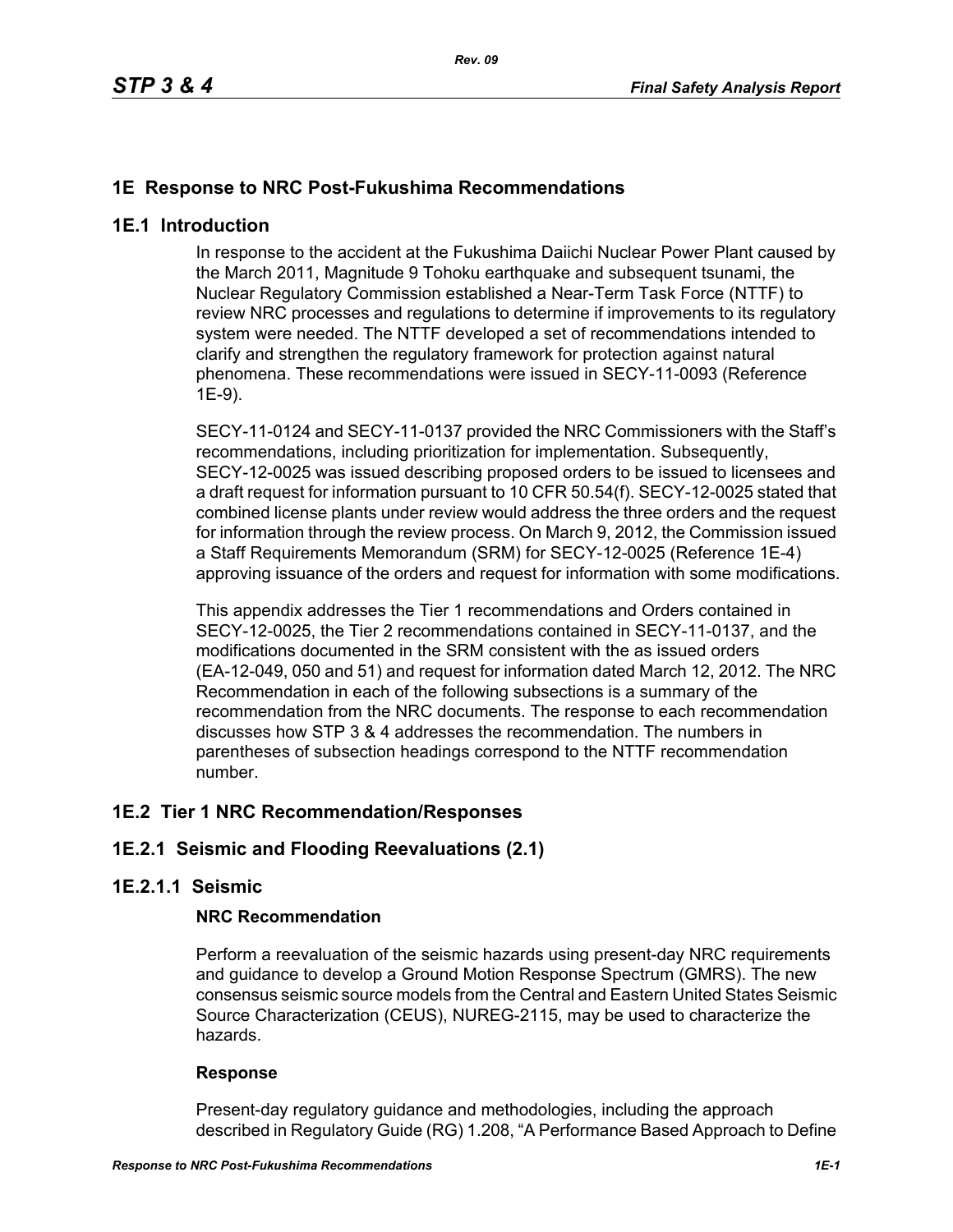# 1E Response to NRC Post-Fukushima Recommendations

## 1E.1 Introduction

In response to the accident at the Fukushima Daiichi Nuclear Power Plant caused by the March 2011, Magnitude 9 Tohoku earthquake and subsequent tsunami, the Nuclear Regulatory Commission established a Near-Term Task Force (NTTF) to review NRC processes and regulations to determine if improvements to its regulatory system were needed. The NTTF developed a set of recommendations intended to clarify and strengthen the regulatory framework for protection against natural phenomena. These recommendations were issued in SECY-11-0093 (Reference 1E-9).

SECY-11-0124 and SECY-11-0137 provided the NRC Commissioners with the Staff's recommendations, including prioritization for implementation. Subsequently, SECY-12-0025 was issued describing proposed orders to be issued to licensees and a draft request for information pursuant to 10 CFR 50.54(f). SECY-12-0025 stated that combined license plants under review would address the three orders and the request for information through the review process. On March 9, 2012, the Commission issued a Staff Requirements Memorandum (SRM) for SECY-12-0025 (Reference 1E-4) approving issuance of the orders and request for information with some modifications.

This appendix addresses the Tier 1 recommendations and Orders contained in SECY-12-0025, the Tier 2 recommendations contained in SECY-11-0137, and the modifications documented in the SRM consistent with the as issued orders (EA-12-049, 050 and 51) and request for information dated March 12, 2012. The NRC Recommendation in each of the following subsections is a summary of the recommendation from the NRC documents. The response to each recommendation discusses how STP 3 & 4 addresses the recommendation. The numbers in parentheses of subsection headings correspond to the NTTF recommendation number.

## 1E.2 Tier 1 NRC Recommendation/Responses

### 1E.2.1 Seismic and Flooding Reevaluations (2.1)

#### 1E.2.1.1 Seismic

**NRC Recommendation**

Perform a reevaluation of the seismic hazards using present-day NRC requirements and guidance to develop a Ground Motion Response Spectrum (GMRS). The new consensus seismic source models from the Central and Eastern United States Seismic Source Characterization (CEUS), NUREG-2115, may be used to characterize the hazards.

**Response**

Present-day regulatory guidance and methodologies, including the approach described in Regulatory Guide (RG) 1.208, "A Performance Based Approach to Define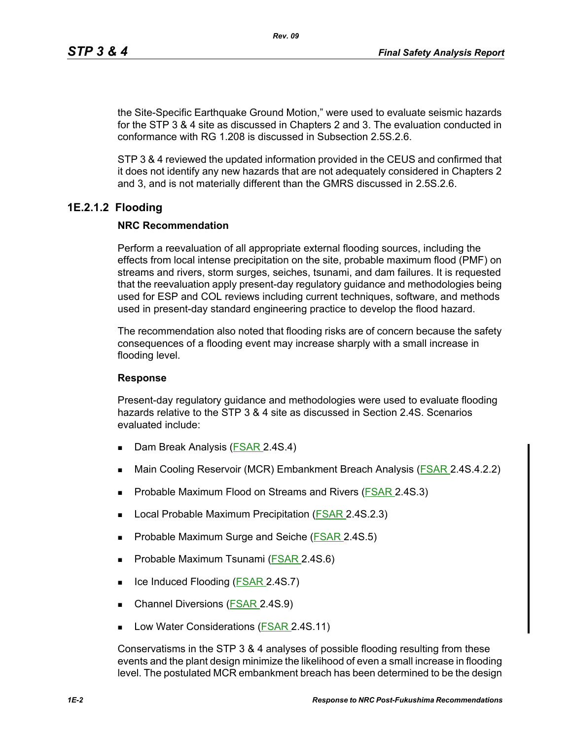the Site-Specific Earthquake Ground Motion," were used to evaluate seismic hazards for the STP 3 & 4 site as discussed in Chapters 2 and 3. The evaluation conducted in conformance with RG 1.208 is discussed in Subsection 2.5S.2.6.

STP 3 & 4 reviewed the updated information provided in the CEUS and confirmed that it does not identify any new hazards that are not adequately considered in Chapters 2 and 3, and is not materially different than the GMRS discussed in 2.5S.2.6.

### 1E.2.1.2 Flooding

**NRC Recommendation**

Perform a reevaluation of all appropriate external flooding sources, including the effects from local intense precipitation on the site, probable maximum flood (PMF) on streams and rivers, storm surges, seiches, tsunami, and dam failures. It is requested that the reevaluation apply present-day regulatory guidance and methodologies being used for ESP and COL reviews including current techniques, software, and methods used in present-day standard engineering practice to develop the flood hazard.

The recommendation also noted that flooding risks are of concern because the safety consequences of a flooding event may increase sharply with a small increase in flooding level.

**Response**

Present-day regulatory guidance and methodologies were used to evaluate flooding hazards relative to the STP 3 & 4 site as discussed in Section 2.4S. Scenarios evaluated include:

- Dam Break Analysis (FSAR 2.4S.4)
- Main Cooling Reservoir (MCR) Embankment Breach Analysis (FSAR 2.4S.4.2.2)
- Probable Maximum Flood on Streams and Rivers (FSAR 2.4S.3)
- Local Probable Maximum Precipitation (FSAR 2.4S.2.3)
- Probable Maximum Surge and Seiche (FSAR 2.4S.5)
- Probable Maximum Tsunami (FSAR 2.4S.6)
- Ice Induced Flooding (FSAR 2.4S.7)
- Channel Diversions (FSAR 2.4S.9)
- Low Water Considerations (FSAR 2.4S.11)

Conservatisms in the STP 3 & 4 analyses of possible flooding resulting from these events and the plant design minimize the likelihood of even a small increase in flooding level. The postulated MCR embankment breach has been determined to be the design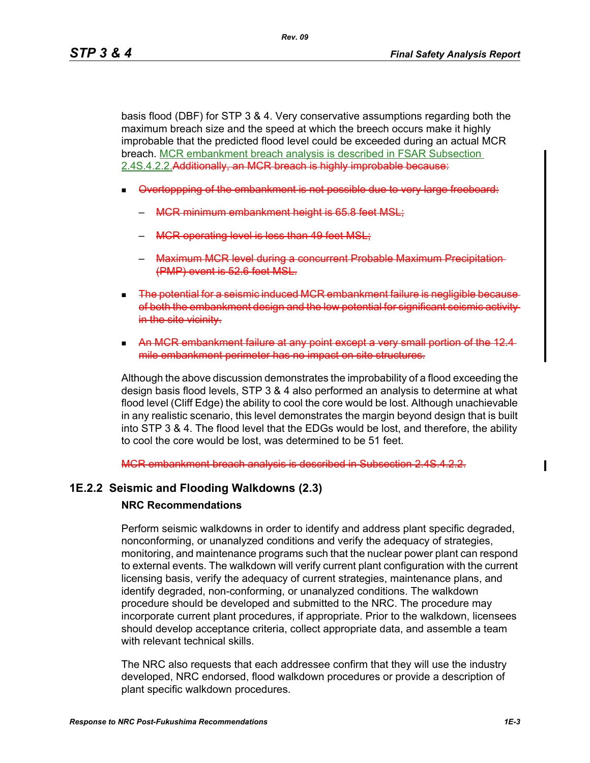basis flood (DBF) for STP 3 & 4. Very conservative assumptions regarding both the maximum breach size and the speed at which the breech occurs make it highly improbable that the predicted flood level could be exceeded during an actual MCR breach. MCR embankment breach analysis is described in FSAR Subsection 2.4S.4.2.2.~~Additionally, an MCR breach is highly improbable because:~~

- ~~Overtoppping of the embankment is not possible due to very large freeboard:~~
  - ~~MCR minimum embankment height is 65.8 feet MSL;~~
  - ~~MCR operating level is less than 49 feet MSL;~~
  - ~~Maximum MCR level during a concurrent Probable Maximum Precipitation (PMP) event is 52.6 feet MSL.~~
- ~~The potential for a seismic induced MCR embankment failure is negligible because of both the embankment design and the low potential for significant seismic activity in the site vicinity.~~
- ~~An MCR embankment failure at any point except a very small portion of the 12.4 mile embankment perimeter has no impact on site structures.~~

Although the above discussion demonstrates the improbability of a flood exceeding the design basis flood levels, STP 3 & 4 also performed an analysis to determine at what flood level (Cliff Edge) the ability to cool the core would be lost. Although unachievable in any realistic scenario, this level demonstrates the margin beyond design that is built into STP 3 & 4. The flood level that the EDGs would be lost, and therefore, the ability to cool the core would be lost, was determined to be 51 feet.

~~MCR embankment breach analysis is described in Subsection 2.4S.4.2.2.~~

## 1E.2.2 Seismic and Flooding Walkdowns (2.3)

### NRC Recommendations

Perform seismic walkdowns in order to identify and address plant specific degraded, nonconforming, or unanalyzed conditions and verify the adequacy of strategies, monitoring, and maintenance programs such that the nuclear power plant can respond to external events. The walkdown will verify current plant configuration with the current licensing basis, verify the adequacy of current strategies, maintenance plans, and identify degraded, non-conforming, or unanalyzed conditions. The walkdown procedure should be developed and submitted to the NRC. The procedure may incorporate current plant procedures, if appropriate. Prior to the walkdown, licensees should develop acceptance criteria, collect appropriate data, and assemble a team with relevant technical skills.

The NRC also requests that each addressee confirm that they will use the industry developed, NRC endorsed, flood walkdown procedures or provide a description of plant specific walkdown procedures.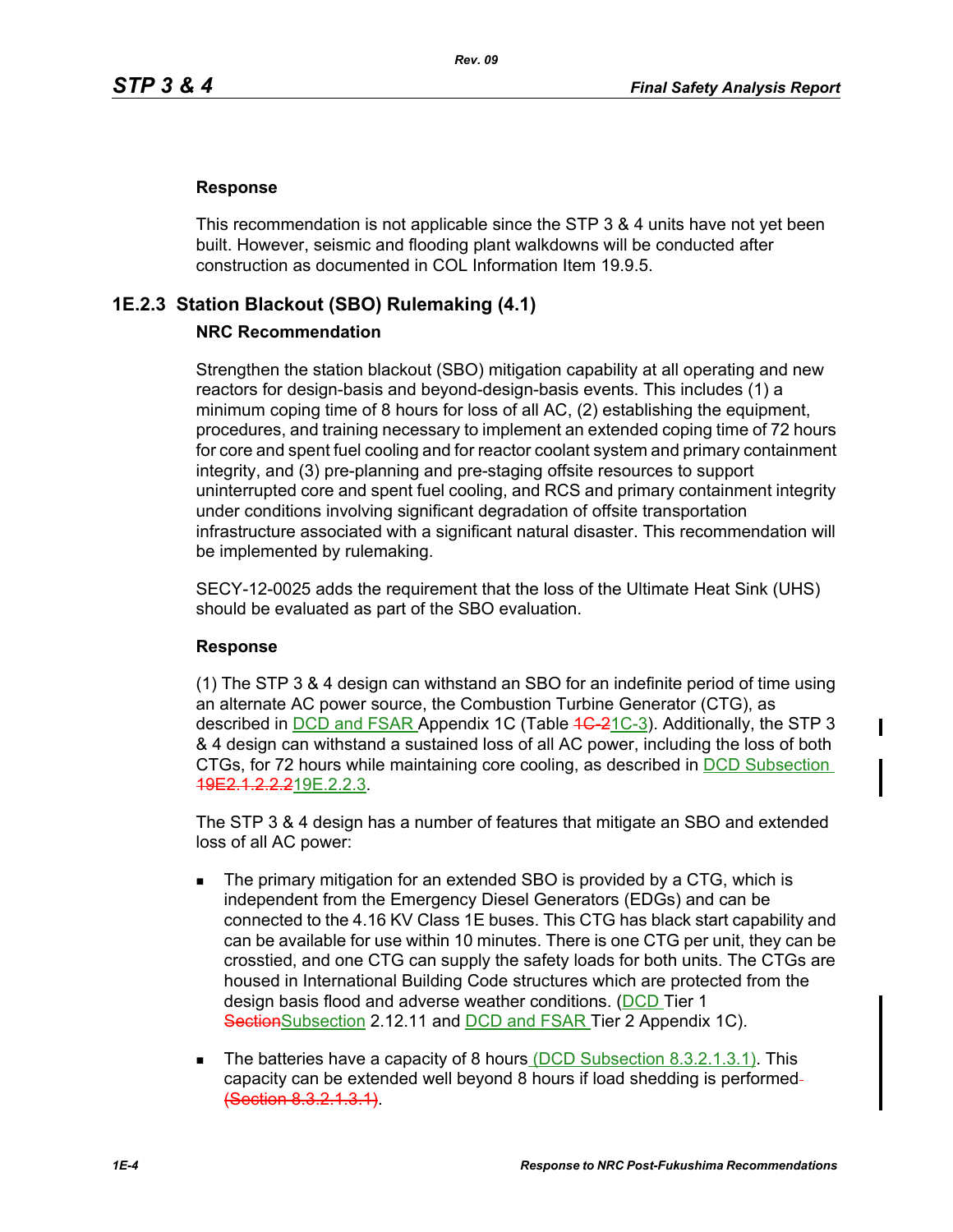**Response**

This recommendation is not applicable since the STP 3 & 4 units have not yet been built. However, seismic and flooding plant walkdowns will be conducted after construction as documented in COL Information Item 19.9.5.

### 1E.2.3 Station Blackout (SBO) Rulemaking (4.1)

**NRC Recommendation**

Strengthen the station blackout (SBO) mitigation capability at all operating and new reactors for design-basis and beyond-design-basis events. This includes (1) a minimum coping time of 8 hours for loss of all AC, (2) establishing the equipment, procedures, and training necessary to implement an extended coping time of 72 hours for core and spent fuel cooling and for reactor coolant system and primary containment integrity, and (3) pre-planning and pre-staging offsite resources to support uninterrupted core and spent fuel cooling, and RCS and primary containment integrity under conditions involving significant degradation of offsite transportation infrastructure associated with a significant natural disaster. This recommendation will be implemented by rulemaking.

SECY-12-0025 adds the requirement that the loss of the Ultimate Heat Sink (UHS) should be evaluated as part of the SBO evaluation.

**Response**

(1) The STP 3 & 4 design can withstand an SBO for an indefinite period of time using an alternate AC power source, the Combustion Turbine Generator (CTG), as described in DCD and FSAR Appendix 1C (Table ~~1C-2~~1C-3). Additionally, the STP 3 & 4 design can withstand a sustained loss of all AC power, including the loss of both CTGs, for 72 hours while maintaining core cooling, as described in DCD Subsection ~~19E2.1.2.2.2~~19E.2.2.3.

The STP 3 & 4 design has a number of features that mitigate an SBO and extended loss of all AC power:

- The primary mitigation for an extended SBO is provided by a CTG, which is independent from the Emergency Diesel Generators (EDGs) and can be connected to the 4.16 KV Class 1E buses. This CTG has black start capability and can be available for use within 10 minutes. There is one CTG per unit, they can be crosstied, and one CTG can supply the safety loads for both units. The CTGs are housed in International Building Code structures which are protected from the design basis flood and adverse weather conditions. (DCD Tier 1 ~~Section~~Subsection 2.12.11 and DCD and FSAR Tier 2 Appendix 1C).
- The batteries have a capacity of 8 hours (DCD Subsection 8.3.2.1.3.1). This capacity can be extended well beyond 8 hours if load shedding is performed ~~(Section 8.3.2.1.3.1)~~.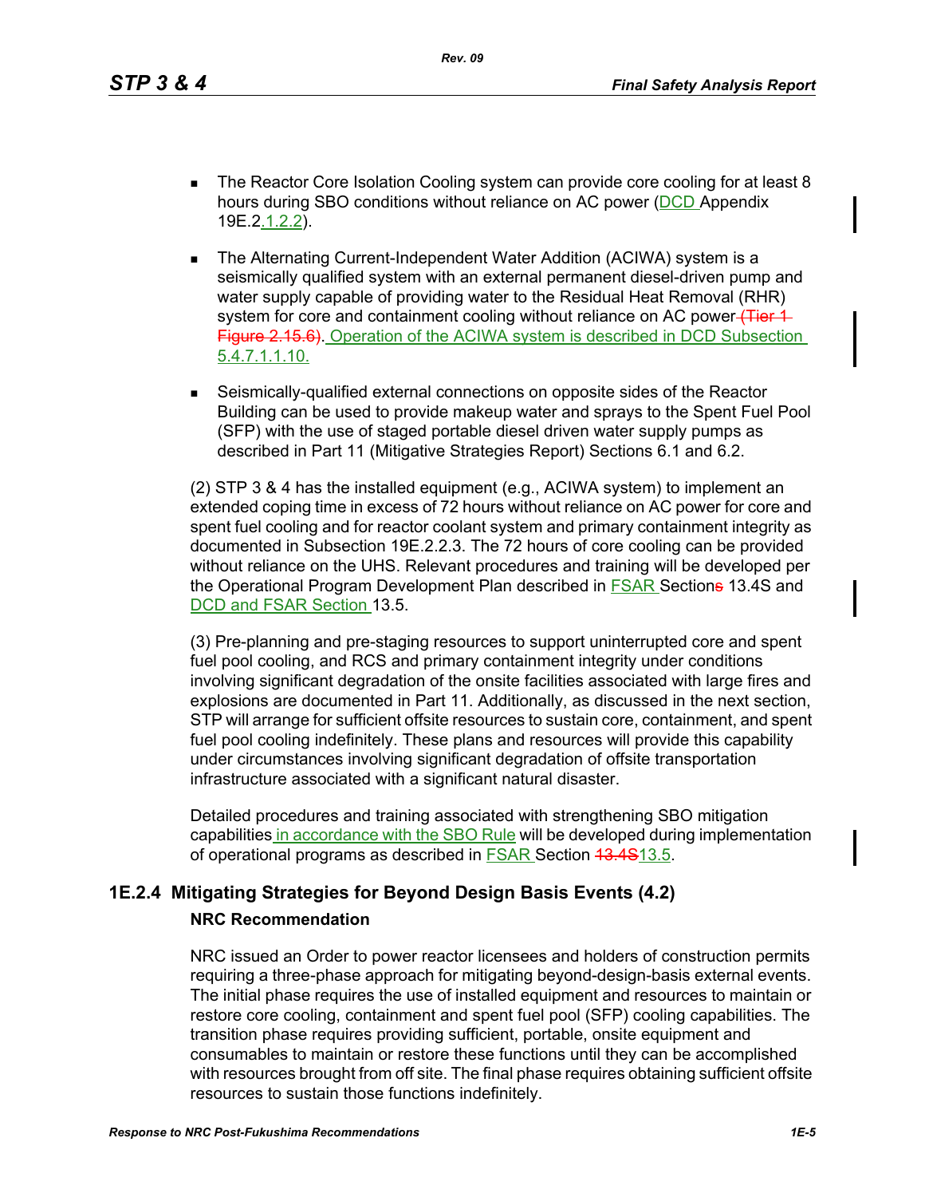- The Reactor Core Isolation Cooling system can provide core cooling for at least 8 hours during SBO conditions without reliance on AC power (DCD Appendix 19E.2.1.2.2).

- The Alternating Current-Independent Water Addition (ACIWA) system is a seismically qualified system with an external permanent diesel-driven pump and water supply capable of providing water to the Residual Heat Removal (RHR) system for core and containment cooling without reliance on AC power (Tier 1 Figure 2.15.6). Operation of the ACIWA system is described in DCD Subsection 5.4.7.1.1.10.

- Seismically-qualified external connections on opposite sides of the Reactor Building can be used to provide makeup water and sprays to the Spent Fuel Pool (SFP) with the use of staged portable diesel driven water supply pumps as described in Part 11 (Mitigative Strategies Report) Sections 6.1 and 6.2.

(2) STP 3 & 4 has the installed equipment (e.g., ACIWA system) to implement an extended coping time in excess of 72 hours without reliance on AC power for core and spent fuel cooling and for reactor coolant system and primary containment integrity as documented in Subsection 19E.2.2.3. The 72 hours of core cooling can be provided without reliance on the UHS. Relevant procedures and training will be developed per the Operational Program Development Plan described in FSAR Sections 13.4S and DCD and FSAR Section 13.5.

(3) Pre-planning and pre-staging resources to support uninterrupted core and spent fuel pool cooling, and RCS and primary containment integrity under conditions involving significant degradation of the onsite facilities associated with large fires and explosions are documented in Part 11. Additionally, as discussed in the next section, STP will arrange for sufficient offsite resources to sustain core, containment, and spent fuel pool cooling indefinitely. These plans and resources will provide this capability under circumstances involving significant degradation of offsite transportation infrastructure associated with a significant natural disaster.

Detailed procedures and training associated with strengthening SBO mitigation capabilities in accordance with the SBO Rule will be developed during implementation of operational programs as described in FSAR Section 13.4S 13.5.

## 1E.2.4 Mitigating Strategies for Beyond Design Basis Events (4.2)

**NRC Recommendation**

NRC issued an Order to power reactor licensees and holders of construction permits requiring a three-phase approach for mitigating beyond-design-basis external events. The initial phase requires the use of installed equipment and resources to maintain or restore core cooling, containment and spent fuel pool (SFP) cooling capabilities. The transition phase requires providing sufficient, portable, onsite equipment and consumables to maintain or restore these functions until they can be accomplished with resources brought from off site. The final phase requires obtaining sufficient offsite resources to sustain those functions indefinitely.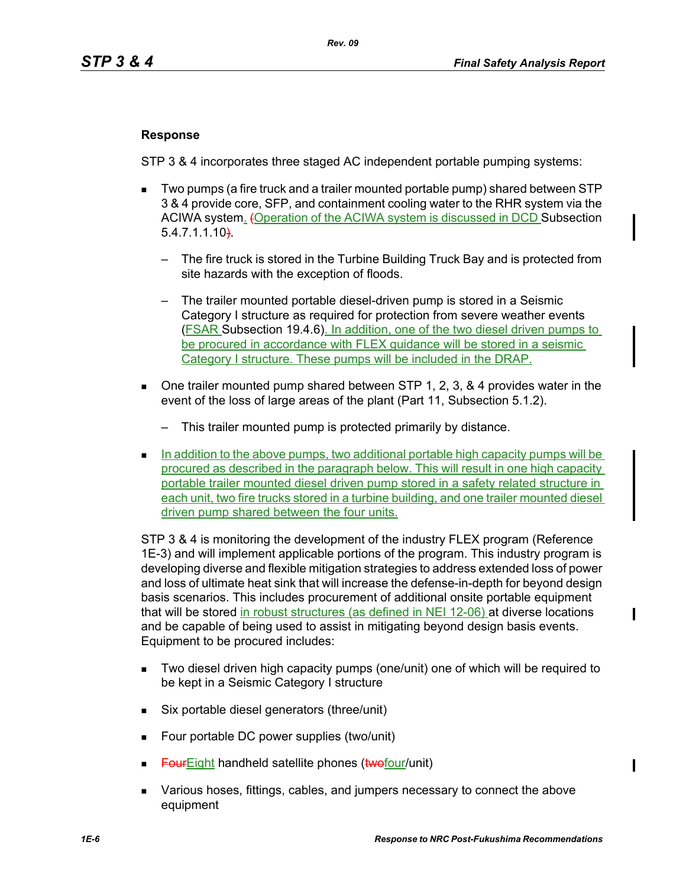**Response**

STP 3 & 4 incorporates three staged AC independent portable pumping systems:

- Two pumps (a fire truck and a trailer mounted portable pump) shared between STP 3 & 4 provide core, SFP, and containment cooling water to the RHR system via the ACIWA system. ~~(~~Operation of the ACIWA system is discussed in DCD Subsection 5.4.7.1.1.10~~)~~.
  - The fire truck is stored in the Turbine Building Truck Bay and is protected from site hazards with the exception of floods.
  - The trailer mounted portable diesel-driven pump is stored in a Seismic Category I structure as required for protection from severe weather events (FSAR Subsection 19.4.6). In addition, one of the two diesel driven pumps to be procured in accordance with FLEX guidance will be stored in a seismic Category I structure. These pumps will be included in the DRAP.
- One trailer mounted pump shared between STP 1, 2, 3, & 4 provides water in the event of the loss of large areas of the plant (Part 11, Subsection 5.1.2).
  - This trailer mounted pump is protected primarily by distance.
- In addition to the above pumps, two additional portable high capacity pumps will be procured as described in the paragraph below. This will result in one high capacity portable trailer mounted diesel driven pump stored in a safety related structure in each unit, two fire trucks stored in a turbine building, and one trailer mounted diesel driven pump shared between the four units.

STP 3 & 4 is monitoring the development of the industry FLEX program (Reference 1E-3) and will implement applicable portions of the program. This industry program is developing diverse and flexible mitigation strategies to address extended loss of power and loss of ultimate heat sink that will increase the defense-in-depth for beyond design basis scenarios. This includes procurement of additional onsite portable equipment that will be stored in robust structures (as defined in NEI 12-06) at diverse locations and be capable of being used to assist in mitigating beyond design basis events. Equipment to be procured includes:

- Two diesel driven high capacity pumps (one/unit) one of which will be required to be kept in a Seismic Category I structure
- Six portable diesel generators (three/unit)
- Four portable DC power supplies (two/unit)
- ~~Four~~Eight handheld satellite phones (~~two~~four/unit)
- Various hoses, fittings, cables, and jumpers necessary to connect the above equipment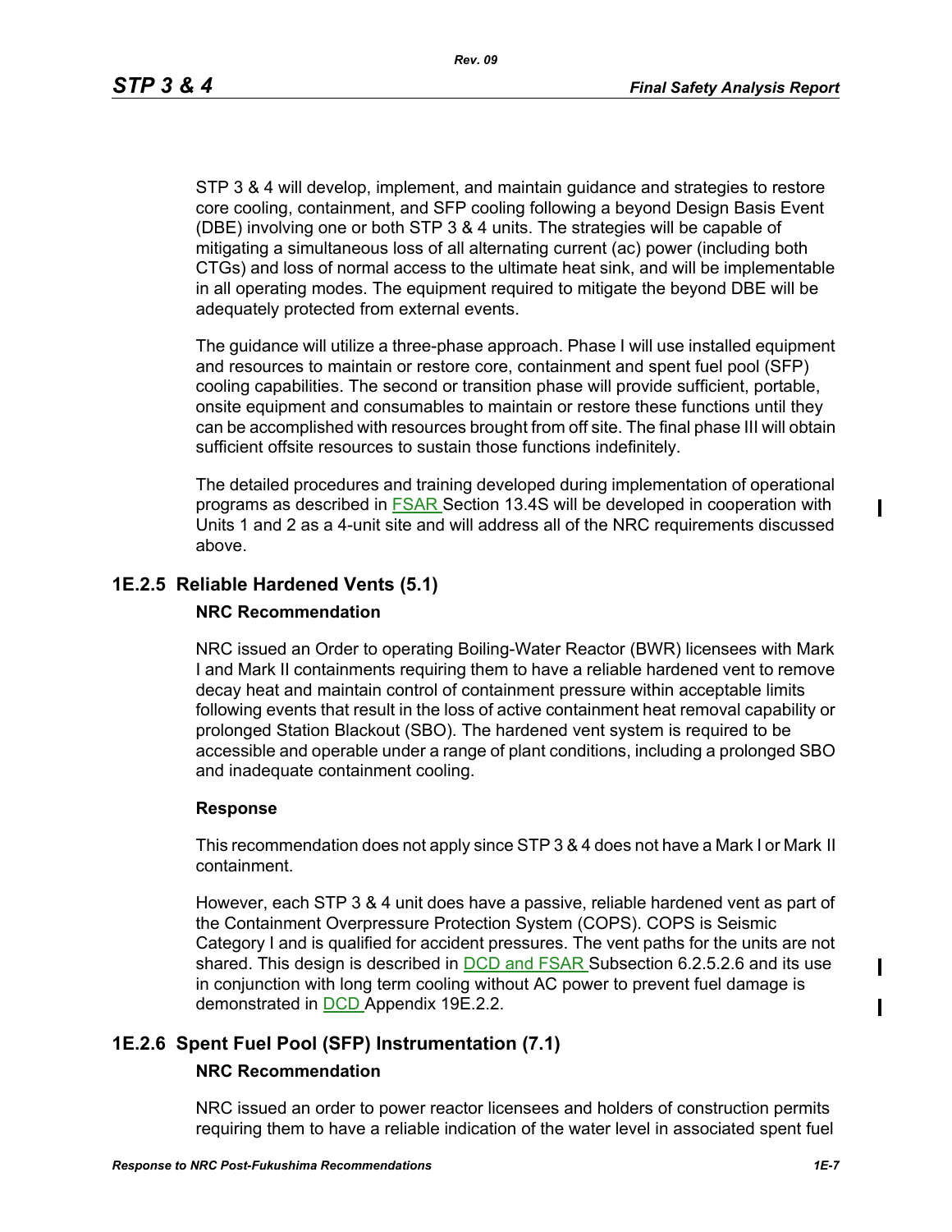STP 3 & 4 will develop, implement, and maintain guidance and strategies to restore core cooling, containment, and SFP cooling following a beyond Design Basis Event (DBE) involving one or both STP 3 & 4 units. The strategies will be capable of mitigating a simultaneous loss of all alternating current (ac) power (including both CTGs) and loss of normal access to the ultimate heat sink, and will be implementable in all operating modes. The equipment required to mitigate the beyond DBE will be adequately protected from external events.

The guidance will utilize a three-phase approach. Phase I will use installed equipment and resources to maintain or restore core, containment and spent fuel pool (SFP) cooling capabilities. The second or transition phase will provide sufficient, portable, onsite equipment and consumables to maintain or restore these functions until they can be accomplished with resources brought from off site. The final phase III will obtain sufficient offsite resources to sustain those functions indefinitely.

The detailed procedures and training developed during implementation of operational programs as described in FSAR Section 13.4S will be developed in cooperation with Units 1 and 2 as a 4-unit site and will address all of the NRC requirements discussed above.

## 1E.2.5 Reliable Hardened Vents (5.1)

**NRC Recommendation**

NRC issued an Order to operating Boiling-Water Reactor (BWR) licensees with Mark I and Mark II containments requiring them to have a reliable hardened vent to remove decay heat and maintain control of containment pressure within acceptable limits following events that result in the loss of active containment heat removal capability or prolonged Station Blackout (SBO). The hardened vent system is required to be accessible and operable under a range of plant conditions, including a prolonged SBO and inadequate containment cooling.

**Response**

This recommendation does not apply since STP 3 & 4 does not have a Mark I or Mark II containment.

However, each STP 3 & 4 unit does have a passive, reliable hardened vent as part of the Containment Overpressure Protection System (COPS). COPS is Seismic Category I and is qualified for accident pressures. The vent paths for the units are not shared. This design is described in DCD and FSAR Subsection 6.2.5.2.6 and its use in conjunction with long term cooling without AC power to prevent fuel damage is demonstrated in DCD Appendix 19E.2.2.

## 1E.2.6 Spent Fuel Pool (SFP) Instrumentation (7.1)

**NRC Recommendation**

NRC issued an order to power reactor licensees and holders of construction permits requiring them to have a reliable indication of the water level in associated spent fuel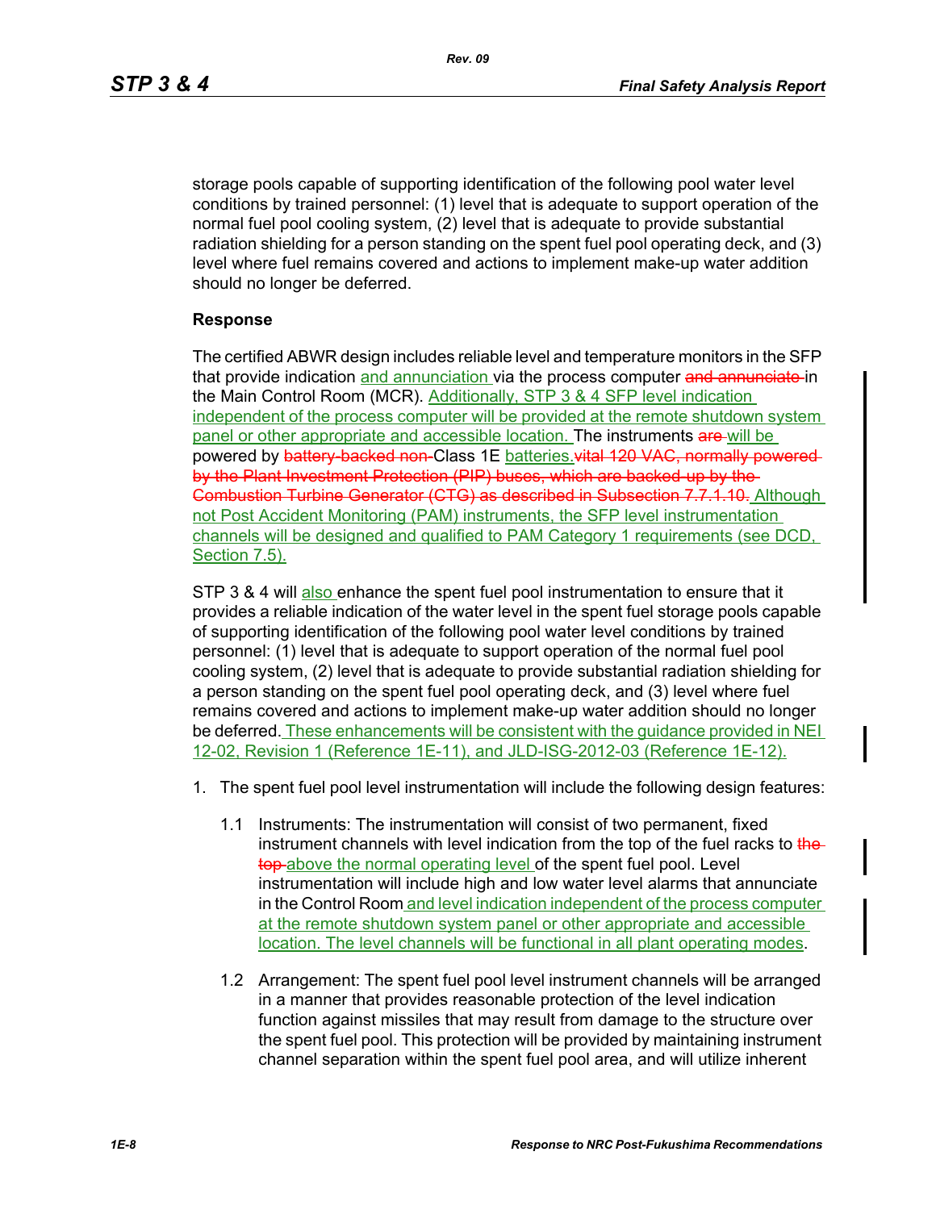storage pools capable of supporting identification of the following pool water level conditions by trained personnel: (1) level that is adequate to support operation of the normal fuel pool cooling system, (2) level that is adequate to provide substantial radiation shielding for a person standing on the spent fuel pool operating deck, and (3) level where fuel remains covered and actions to implement make-up water addition should no longer be deferred.

**Response**

The certified ABWR design includes reliable level and temperature monitors in the SFP that provide indication and annunciation via the process computer ~~and annunciate~~ in the Main Control Room (MCR). Additionally, STP 3 & 4 SFP level indication independent of the process computer will be provided at the remote shutdown system panel or other appropriate and accessible location. The instruments ~~are~~ will be powered by ~~battery-backed non-~~Class 1E batteries.~~vital 120 VAC, normally powered by the Plant Investment Protection (PIP) buses, which are backed-up by the Combustion Turbine Generator (CTG) as described in Subsection 7.7.1.10.~~ Although not Post Accident Monitoring (PAM) instruments, the SFP level instrumentation channels will be designed and qualified to PAM Category 1 requirements (see DCD, Section 7.5).

STP 3 & 4 will also enhance the spent fuel pool instrumentation to ensure that it provides a reliable indication of the water level in the spent fuel storage pools capable of supporting identification of the following pool water level conditions by trained personnel: (1) level that is adequate to support operation of the normal fuel pool cooling system, (2) level that is adequate to provide substantial radiation shielding for a person standing on the spent fuel pool operating deck, and (3) level where fuel remains covered and actions to implement make-up water addition should no longer be deferred. These enhancements will be consistent with the guidance provided in NEI 12-02, Revision 1 (Reference 1E-11), and JLD-ISG-2012-03 (Reference 1E-12).

1. The spent fuel pool level instrumentation will include the following design features:

   1.1 Instruments: The instrumentation will consist of two permanent, fixed instrument channels with level indication from the top of the fuel racks to ~~the top~~ above the normal operating level of the spent fuel pool. Level instrumentation will include high and low water level alarms that annunciate in the Control Room and level indication independent of the process computer at the remote shutdown system panel or other appropriate and accessible location. The level channels will be functional in all plant operating modes.

   1.2 Arrangement: The spent fuel pool level instrument channels will be arranged in a manner that provides reasonable protection of the level indication function against missiles that may result from damage to the structure over the spent fuel pool. This protection will be provided by maintaining instrument channel separation within the spent fuel pool area, and will utilize inherent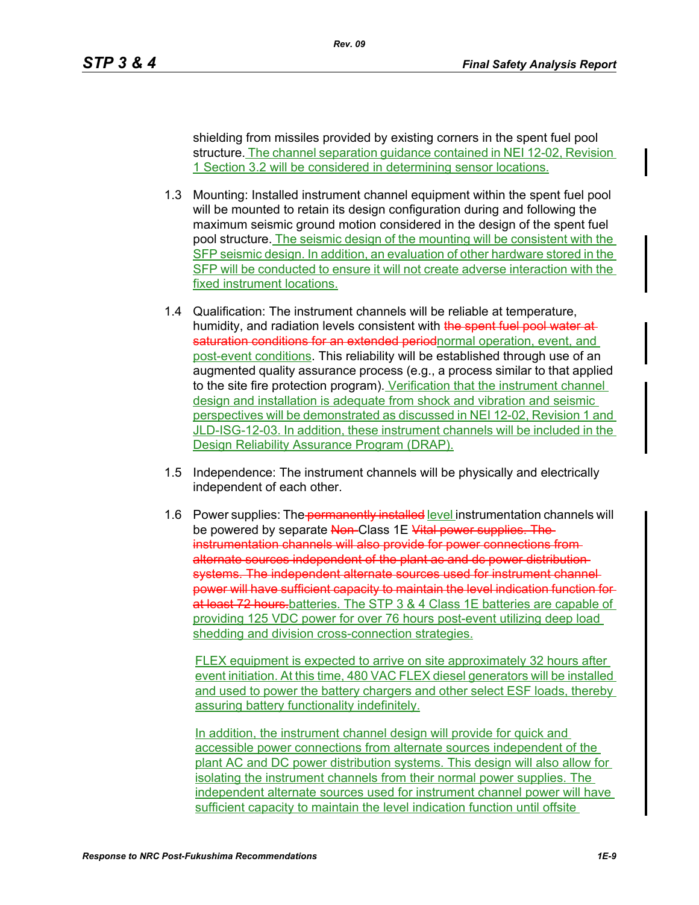shielding from missiles provided by existing corners in the spent fuel pool structure. The channel separation guidance contained in NEI 12-02, Revision 1 Section 3.2 will be considered in determining sensor locations.

1.3 Mounting: Installed instrument channel equipment within the spent fuel pool will be mounted to retain its design configuration during and following the maximum seismic ground motion considered in the design of the spent fuel pool structure. The seismic design of the mounting will be consistent with the SFP seismic design. In addition, an evaluation of other hardware stored in the SFP will be conducted to ensure it will not create adverse interaction with the fixed instrument locations.

1.4 Qualification: The instrument channels will be reliable at temperature, humidity, and radiation levels consistent with ~~the spent fuel pool water at saturation conditions for an extended period~~normal operation, event, and post-event conditions. This reliability will be established through use of an augmented quality assurance process (e.g., a process similar to that applied to the site fire protection program). Verification that the instrument channel design and installation is adequate from shock and vibration and seismic perspectives will be demonstrated as discussed in NEI 12-02, Revision 1 and JLD-ISG-12-03. In addition, these instrument channels will be included in the Design Reliability Assurance Program (DRAP).

1.5 Independence: The instrument channels will be physically and electrically independent of each other.

1.6 Power supplies: The ~~permanently installed~~ level instrumentation channels will be powered by separate ~~Non-~~Class 1E ~~Vital power supplies. The instrumentation channels will also provide for power connections from alternate sources independent of the plant ac and dc power distribution systems. The independent alternate sources used for instrument channel power will have sufficient capacity to maintain the level indication function for at least 72 hours.~~batteries. The STP 3 & 4 Class 1E batteries are capable of providing 125 VDC power for over 76 hours post-event utilizing deep load shedding and division cross-connection strategies.

FLEX equipment is expected to arrive on site approximately 32 hours after event initiation. At this time, 480 VAC FLEX diesel generators will be installed and used to power the battery chargers and other select ESF loads, thereby assuring battery functionality indefinitely.

In addition, the instrument channel design will provide for quick and accessible power connections from alternate sources independent of the plant AC and DC power distribution systems. This design will also allow for isolating the instrument channels from their normal power supplies. The independent alternate sources used for instrument channel power will have sufficient capacity to maintain the level indication function until offsite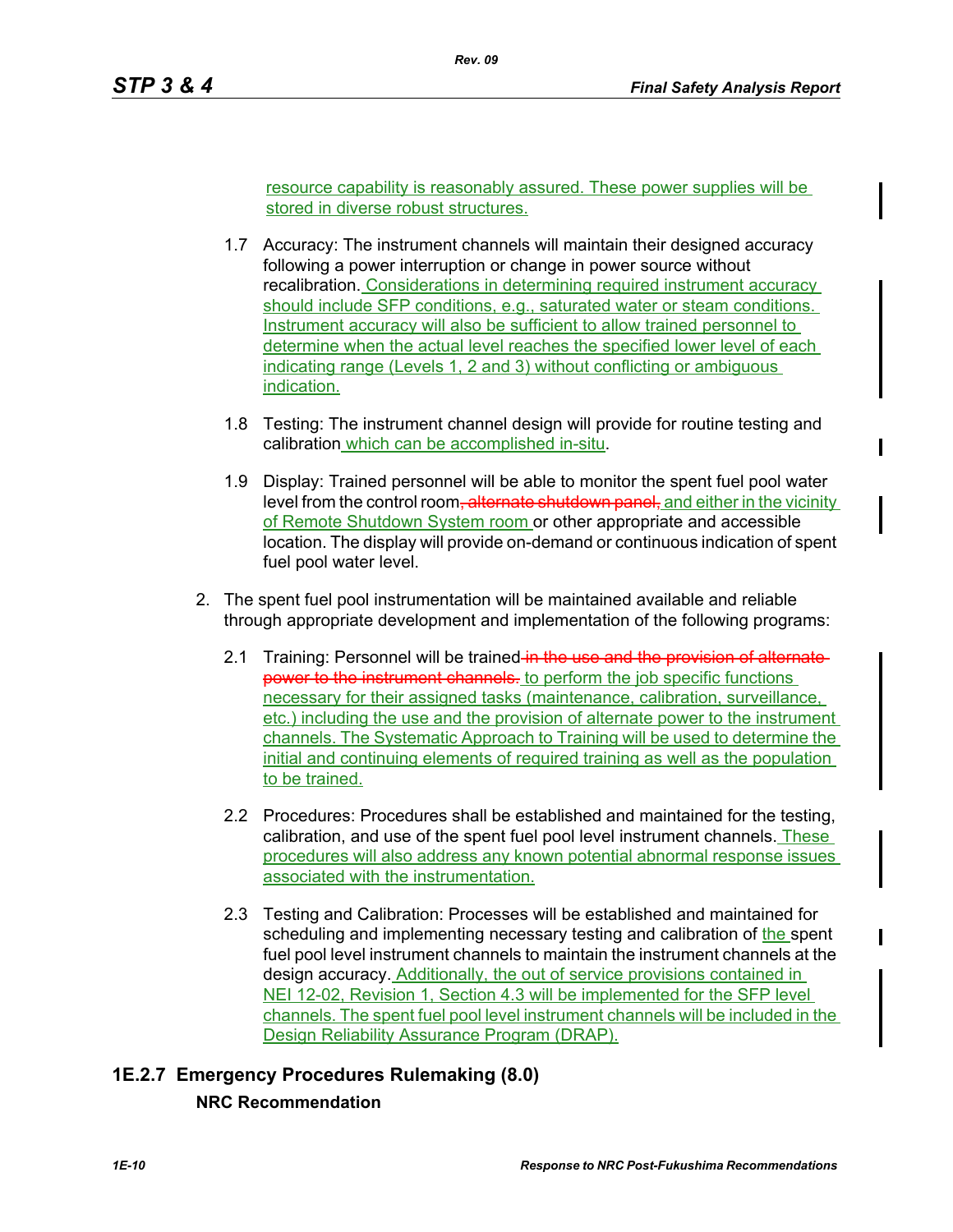resource capability is reasonably assured. These power supplies will be stored in diverse robust structures.

1.7 Accuracy: The instrument channels will maintain their designed accuracy following a power interruption or change in power source without recalibration. Considerations in determining required instrument accuracy should include SFP conditions, e.g., saturated water or steam conditions. Instrument accuracy will also be sufficient to allow trained personnel to determine when the actual level reaches the specified lower level of each indicating range (Levels 1, 2 and 3) without conflicting or ambiguous indication.

1.8 Testing: The instrument channel design will provide for routine testing and calibration which can be accomplished in-situ.

1.9 Display: Trained personnel will be able to monitor the spent fuel pool water level from the control room, ~~alternate shutdown panel,~~ and either in the vicinity of Remote Shutdown System room or other appropriate and accessible location. The display will provide on-demand or continuous indication of spent fuel pool water level.

2. The spent fuel pool instrumentation will be maintained available and reliable through appropriate development and implementation of the following programs:

   2.1 Training: Personnel will be trained ~~in the use and the provision of alternate power to the instrument channels.~~ to perform the job specific functions necessary for their assigned tasks (maintenance, calibration, surveillance, etc.) including the use and the provision of alternate power to the instrument channels. The Systematic Approach to Training will be used to determine the initial and continuing elements of required training as well as the population to be trained.

   2.2 Procedures: Procedures shall be established and maintained for the testing, calibration, and use of the spent fuel pool level instrument channels. These procedures will also address any known potential abnormal response issues associated with the instrumentation.

   2.3 Testing and Calibration: Processes will be established and maintained for scheduling and implementing necessary testing and calibration of the spent fuel pool level instrument channels to maintain the instrument channels at the design accuracy. Additionally, the out of service provisions contained in NEI 12-02, Revision 1, Section 4.3 will be implemented for the SFP level channels. The spent fuel pool level instrument channels will be included in the Design Reliability Assurance Program (DRAP).

### 1E.2.7 Emergency Procedures Rulemaking (8.0)

**NRC Recommendation**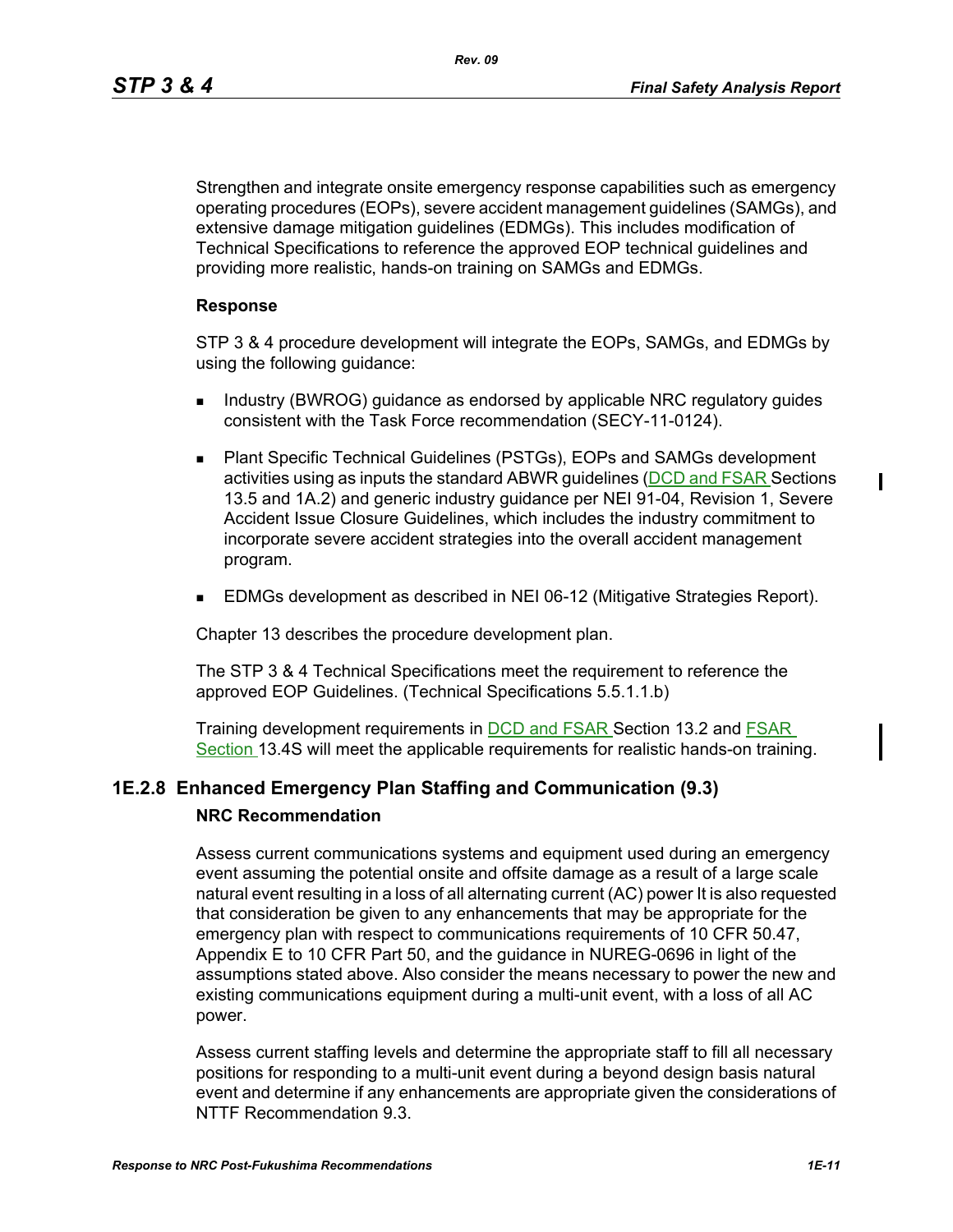Strengthen and integrate onsite emergency response capabilities such as emergency operating procedures (EOPs), severe accident management guidelines (SAMGs), and extensive damage mitigation guidelines (EDMGs). This includes modification of Technical Specifications to reference the approved EOP technical guidelines and providing more realistic, hands-on training on SAMGs and EDMGs.

**Response**

STP 3 & 4 procedure development will integrate the EOPs, SAMGs, and EDMGs by using the following guidance:

- Industry (BWROG) guidance as endorsed by applicable NRC regulatory guides consistent with the Task Force recommendation (SECY-11-0124).
- Plant Specific Technical Guidelines (PSTGs), EOPs and SAMGs development activities using as inputs the standard ABWR guidelines (DCD and FSAR Sections 13.5 and 1A.2) and generic industry guidance per NEI 91-04, Revision 1, Severe Accident Issue Closure Guidelines, which includes the industry commitment to incorporate severe accident strategies into the overall accident management program.
- EDMGs development as described in NEI 06-12 (Mitigative Strategies Report).

Chapter 13 describes the procedure development plan.

The STP 3 & 4 Technical Specifications meet the requirement to reference the approved EOP Guidelines. (Technical Specifications 5.5.1.1.b)

Training development requirements in DCD and FSAR Section 13.2 and FSAR Section 13.4S will meet the applicable requirements for realistic hands-on training.

## 1E.2.8 Enhanced Emergency Plan Staffing and Communication (9.3)

**NRC Recommendation**

Assess current communications systems and equipment used during an emergency event assuming the potential onsite and offsite damage as a result of a large scale natural event resulting in a loss of all alternating current (AC) power It is also requested that consideration be given to any enhancements that may be appropriate for the emergency plan with respect to communications requirements of 10 CFR 50.47, Appendix E to 10 CFR Part 50, and the guidance in NUREG-0696 in light of the assumptions stated above. Also consider the means necessary to power the new and existing communications equipment during a multi-unit event, with a loss of all AC power.

Assess current staffing levels and determine the appropriate staff to fill all necessary positions for responding to a multi-unit event during a beyond design basis natural event and determine if any enhancements are appropriate given the considerations of NTTF Recommendation 9.3.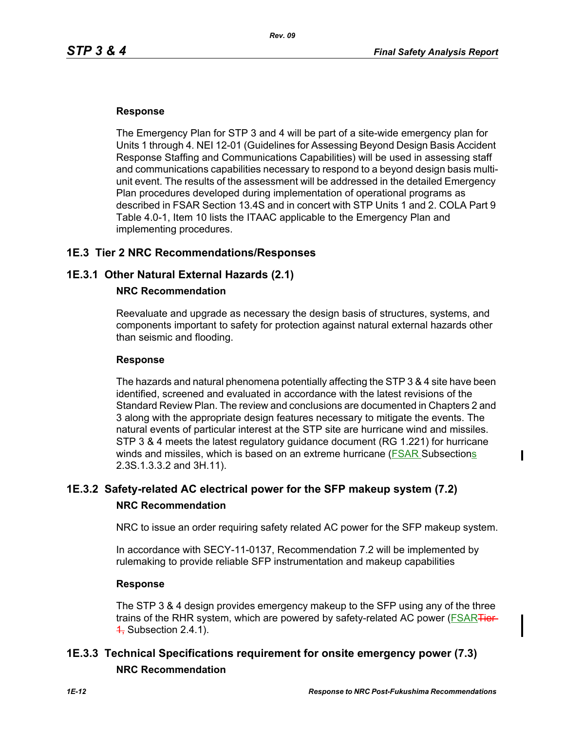**Response**

The Emergency Plan for STP 3 and 4 will be part of a site-wide emergency plan for Units 1 through 4. NEI 12-01 (Guidelines for Assessing Beyond Design Basis Accident Response Staffing and Communications Capabilities) will be used in assessing staff and communications capabilities necessary to respond to a beyond design basis multi-unit event. The results of the assessment will be addressed in the detailed Emergency Plan procedures developed during implementation of operational programs as described in FSAR Section 13.4S and in concert with STP Units 1 and 2. COLA Part 9 Table 4.0-1, Item 10 lists the ITAAC applicable to the Emergency Plan and implementing procedures.

## 1E.3 Tier 2 NRC Recommendations/Responses

### 1E.3.1 Other Natural External Hazards (2.1)

**NRC Recommendation**

Reevaluate and upgrade as necessary the design basis of structures, systems, and components important to safety for protection against natural external hazards other than seismic and flooding.

**Response**

The hazards and natural phenomena potentially affecting the STP 3 & 4 site have been identified, screened and evaluated in accordance with the latest revisions of the Standard Review Plan. The review and conclusions are documented in Chapters 2 and 3 along with the appropriate design features necessary to mitigate the events. The natural events of particular interest at the STP site are hurricane wind and missiles. STP 3 & 4 meets the latest regulatory guidance document (RG 1.221) for hurricane winds and missiles, which is based on an extreme hurricane (FSAR Subsections 2.3S.1.3.3.2 and 3H.11).

### 1E.3.2 Safety-related AC electrical power for the SFP makeup system (7.2)

**NRC Recommendation**

NRC to issue an order requiring safety related AC power for the SFP makeup system.

In accordance with SECY-11-0137, Recommendation 7.2 will be implemented by rulemaking to provide reliable SFP instrumentation and makeup capabilities

**Response**

The STP 3 & 4 design provides emergency makeup to the SFP using any of the three trains of the RHR system, which are powered by safety-related AC power (FSAR~~Tier 1,~~ Subsection 2.4.1).

### 1E.3.3 Technical Specifications requirement for onsite emergency power (7.3)

**NRC Recommendation**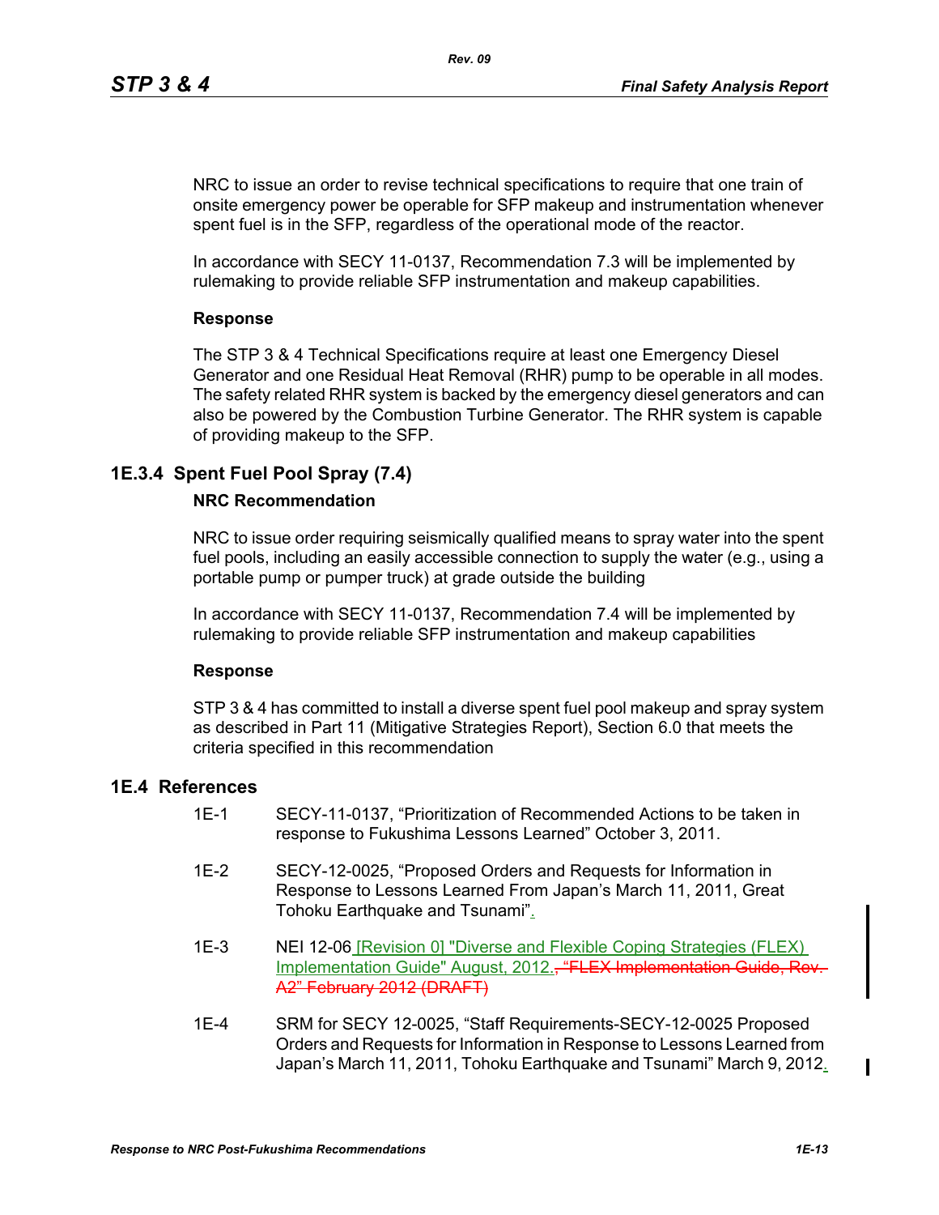NRC to issue an order to revise technical specifications to require that one train of onsite emergency power be operable for SFP makeup and instrumentation whenever spent fuel is in the SFP, regardless of the operational mode of the reactor.

In accordance with SECY 11-0137, Recommendation 7.3 will be implemented by rulemaking to provide reliable SFP instrumentation and makeup capabilities.

**Response**

The STP 3 & 4 Technical Specifications require at least one Emergency Diesel Generator and one Residual Heat Removal (RHR) pump to be operable in all modes. The safety related RHR system is backed by the emergency diesel generators and can also be powered by the Combustion Turbine Generator. The RHR system is capable of providing makeup to the SFP.

## 1E.3.4 Spent Fuel Pool Spray (7.4)

**NRC Recommendation**

NRC to issue order requiring seismically qualified means to spray water into the spent fuel pools, including an easily accessible connection to supply the water (e.g., using a portable pump or pumper truck) at grade outside the building

In accordance with SECY 11-0137, Recommendation 7.4 will be implemented by rulemaking to provide reliable SFP instrumentation and makeup capabilities

**Response**

STP 3 & 4 has committed to install a diverse spent fuel pool makeup and spray system as described in Part 11 (Mitigative Strategies Report), Section 6.0 that meets the criteria specified in this recommendation

## 1E.4 References

1E-1 SECY-11-0137, "Prioritization of Recommended Actions to be taken in response to Fukushima Lessons Learned" October 3, 2011.

1E-2 SECY-12-0025, "Proposed Orders and Requests for Information in Response to Lessons Learned From Japan's March 11, 2011, Great Tohoku Earthquake and Tsunami".

1E-3 NEI 12-06 [Revision 0] "Diverse and Flexible Coping Strategies (FLEX) Implementation Guide" August, 2012.~~, "FLEX Implementation Guide, Rev. A2" February 2012 (DRAFT)~~

1E-4 SRM for SECY 12-0025, "Staff Requirements-SECY-12-0025 Proposed Orders and Requests for Information in Response to Lessons Learned from Japan's March 11, 2011, Tohoku Earthquake and Tsunami" March 9, 2012.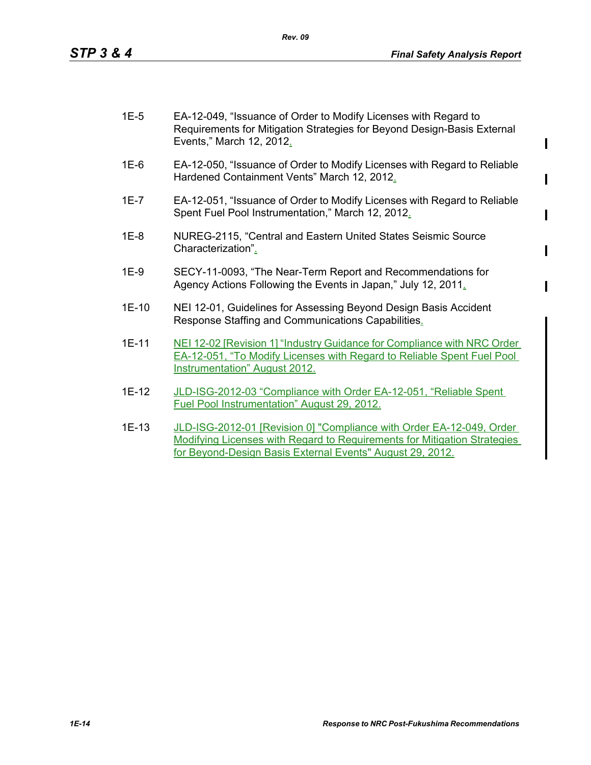1E-5 EA-12-049, “Issuance of Order to Modify Licenses with Regard to Requirements for Mitigation Strategies for Beyond Design-Basis External Events,” March 12, 2012.

1E-6 EA-12-050, “Issuance of Order to Modify Licenses with Regard to Reliable Hardened Containment Vents” March 12, 2012.

1E-7 EA-12-051, “Issuance of Order to Modify Licenses with Regard to Reliable Spent Fuel Pool Instrumentation,” March 12, 2012.

1E-8 NUREG-2115, “Central and Eastern United States Seismic Source Characterization”.

1E-9 SECY-11-0093, “The Near-Term Report and Recommendations for Agency Actions Following the Events in Japan,” July 12, 2011.

1E-10 NEI 12-01, Guidelines for Assessing Beyond Design Basis Accident Response Staffing and Communications Capabilities.

1E-11 NEI 12-02 [Revision 1] “Industry Guidance for Compliance with NRC Order EA-12-051, “To Modify Licenses with Regard to Reliable Spent Fuel Pool Instrumentation” August 2012.

1E-12 JLD-ISG-2012-03 “Compliance with Order EA-12-051, “Reliable Spent Fuel Pool Instrumentation” August 29, 2012.

1E-13 JLD-ISG-2012-01 [Revision 0] "Compliance with Order EA-12-049, Order Modifying Licenses with Regard to Requirements for Mitigation Strategies for Beyond-Design Basis External Events" August 29, 2012.